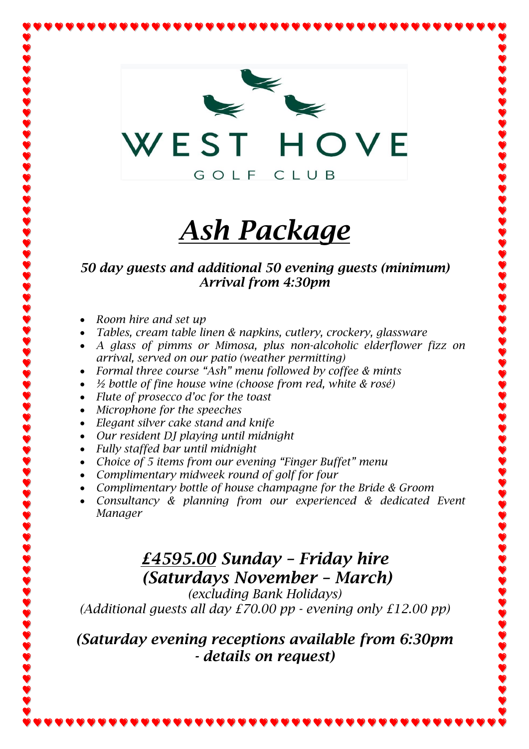WEST HOVE

GOLF CLUB

# *Ash Package*

***50 day guests and additional 50 evening guests (minimum)***
***Arrival from 4:30pm***

- *Room hire and set up*
- *Tables, cream table linen & napkins, cutlery, crockery, glassware*
- *A glass of pimms or Mimosa, plus non-alcoholic elderflower fizz on arrival, served on our patio (weather permitting)*
- *Formal three course "Ash" menu followed by coffee & mints*
- *½ bottle of fine house wine (choose from red, white & rosé)*
- *Flute of prosecco d'oc for the toast*
- *Microphone for the speeches*
- *Elegant silver cake stand and knife*
- *Our resident DJ playing until midnight*
- *Fully staffed bar until midnight*
- *Choice of 5 items from our evening "Finger Buffet" menu*
- *Complimentary midweek round of golf for four*
- *Complimentary bottle of house champagne for the Bride & Groom*
- *Consultancy & planning from our experienced & dedicated Event Manager*

## ***£4595.00 Sunday – Friday hire (Saturdays November – March)***

*(excluding Bank Holidays)*
*(Additional guests all day £70.00 pp - evening only £12.00 pp)*

***(Saturday evening receptions available from 6:30pm - details on request)***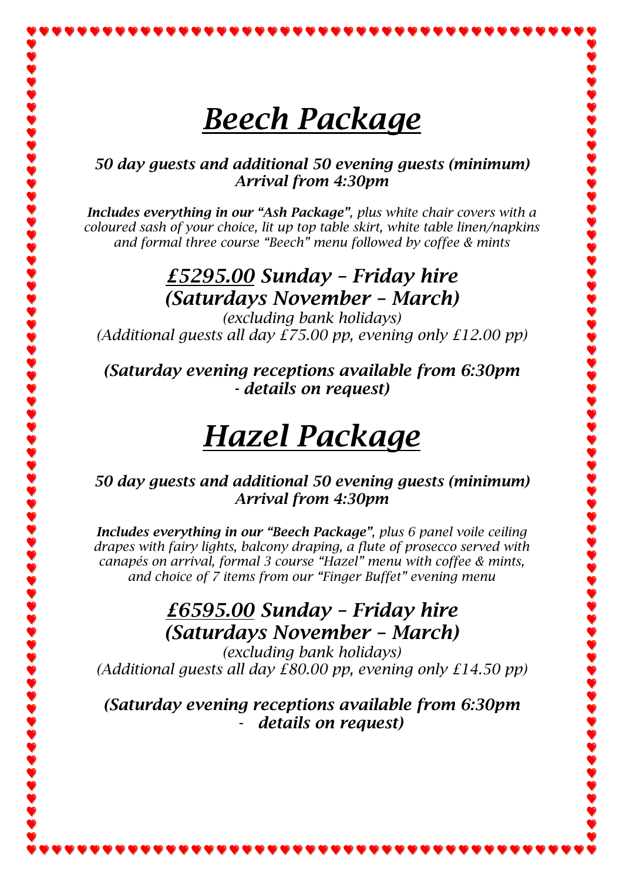# *Beech Package*

***50 day guests and additional 50 evening guests (minimum)***
***Arrival from 4:30pm***

***Includes everything in our "Ash Package"**, plus white chair covers with a coloured sash of your choice, lit up top table skirt, white table linen/napkins and formal three course "Beech" menu followed by coffee & mints*

## *£5295.00 Sunday – Friday hire (Saturdays November – March)*

*(excluding bank holidays)*
*(Additional guests all day £75.00 pp, evening only £12.00 pp)*

***(Saturday evening receptions available from 6:30pm - details on request)***

# *Hazel Package*

***50 day guests and additional 50 evening guests (minimum)***
***Arrival from 4:30pm***

***Includes everything in our "Beech Package"**, plus 6 panel voile ceiling drapes with fairy lights, balcony draping, a flute of prosecco served with canapés on arrival, formal 3 course "Hazel" menu with coffee & mints, and choice of 7 items from our "Finger Buffet" evening menu*

## *£6595.00 Sunday – Friday hire (Saturdays November – March)*

*(excluding bank holidays)*
*(Additional guests all day £80.00 pp, evening only £14.50 pp)*

***(Saturday evening receptions available from 6:30pm - details on request)***